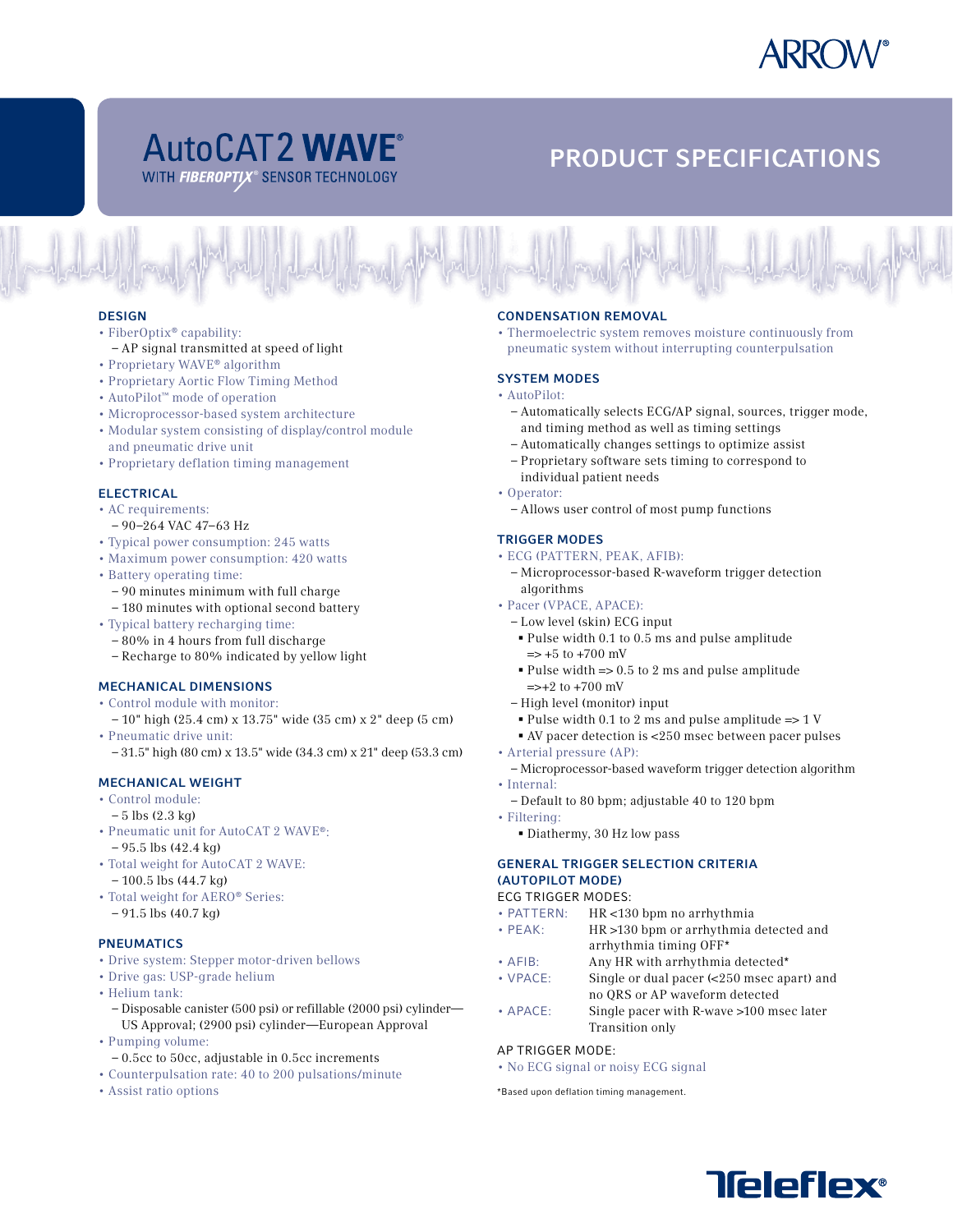# AutoCAT 2 WAVE®

WITH FIBEROPTIX® SENSOR TECHNOLOGY

## PRODUCT SPECIFICATIONS

### DESIGN

- FiberOptix® capability:
  - AP signal transmitted at speed of light
- Proprietary WAVE® algorithm
- Proprietary Aortic Flow Timing Method
- AutoPilot™ mode of operation
- Microprocessor-based system architecture
- Modular system consisting of display/control module and pneumatic drive unit
- Proprietary deflation timing management

### ELECTRICAL

- AC requirements:
  - 90–264 VAC 47–63 Hz
- Typical power consumption: 245 watts
- Maximum power consumption: 420 watts
- Battery operating time:
  - 90 minutes minimum with full charge
  - 180 minutes with optional second battery
- Typical battery recharging time:
  - 80% in 4 hours from full discharge
  - Recharge to 80% indicated by yellow light

### MECHANICAL DIMENSIONS

- Control module with monitor:
  - 10" high (25.4 cm) x 13.75" wide (35 cm) x 2" deep (5 cm)
- Pneumatic drive unit:
  - 31.5" high (80 cm) x 13.5" wide (34.3 cm) x 21" deep (53.3 cm)

### MECHANICAL WEIGHT

- Control module:
  - 5 lbs (2.3 kg)
- Pneumatic unit for AutoCAT 2 WAVE®:
  - 95.5 lbs (42.4 kg)
- Total weight for AutoCAT 2 WAVE:
  - 100.5 lbs (44.7 kg)
- Total weight for AERO® Series:
  - 91.5 lbs (40.7 kg)

### PNEUMATICS

- Drive system: Stepper motor-driven bellows
- Drive gas: USP-grade helium
- Helium tank:
  - Disposable canister (500 psi) or refillable (2000 psi) cylinder—US Approval; (2900 psi) cylinder—European Approval
- Pumping volume:
  - 0.5cc to 50cc, adjustable in 0.5cc increments
- Counterpulsation rate: 40 to 200 pulsations/minute
- Assist ratio options

### CONDENSATION REMOVAL

- Thermoelectric system removes moisture continuously from pneumatic system without interrupting counterpulsation

### SYSTEM MODES

- AutoPilot:
  - Automatically selects ECG/AP signal, sources, trigger mode, and timing method as well as timing settings
  - Automatically changes settings to optimize assist
  - Proprietary software sets timing to correspond to individual patient needs
- Operator:
  - Allows user control of most pump functions

### TRIGGER MODES

- ECG (PATTERN, PEAK, AFIB):
  - Microprocessor-based R-waveform trigger detection algorithms
- Pacer (VPACE, APACE):
  - Low level (skin) ECG input
    - Pulse width 0.1 to 0.5 ms and pulse amplitude => +5 to +700 mV
    - Pulse width => 0.5 to 2 ms and pulse amplitude =>+2 to +700 mV
  - High level (monitor) input
    - Pulse width 0.1 to 2 ms and pulse amplitude => 1 V
    - AV pacer detection is <250 msec between pacer pulses
- Arterial pressure (AP):
  - Microprocessor-based waveform trigger detection algorithm
- Internal:
  - Default to 80 bpm; adjustable 40 to 120 bpm
- Filtering:
  - Diathermy, 30 Hz low pass

### GENERAL TRIGGER SELECTION CRITERIA (AUTOPILOT MODE)

ECG TRIGGER MODES:

| | |
|---|---|
| • PATTERN: | HR <130 bpm no arrhythmia |
| • PEAK: | HR >130 bpm or arrhythmia detected and arrhythmia timing OFF* |
| • AFIB: | Any HR with arrhythmia detected* |
| • VPACE: | Single or dual pacer (<250 msec apart) and no QRS or AP waveform detected |
| • APACE: | Single pacer with R-wave >100 msec later Transition only |

AP TRIGGER MODE:

- No ECG signal or noisy ECG signal

*Based upon deflation timing management.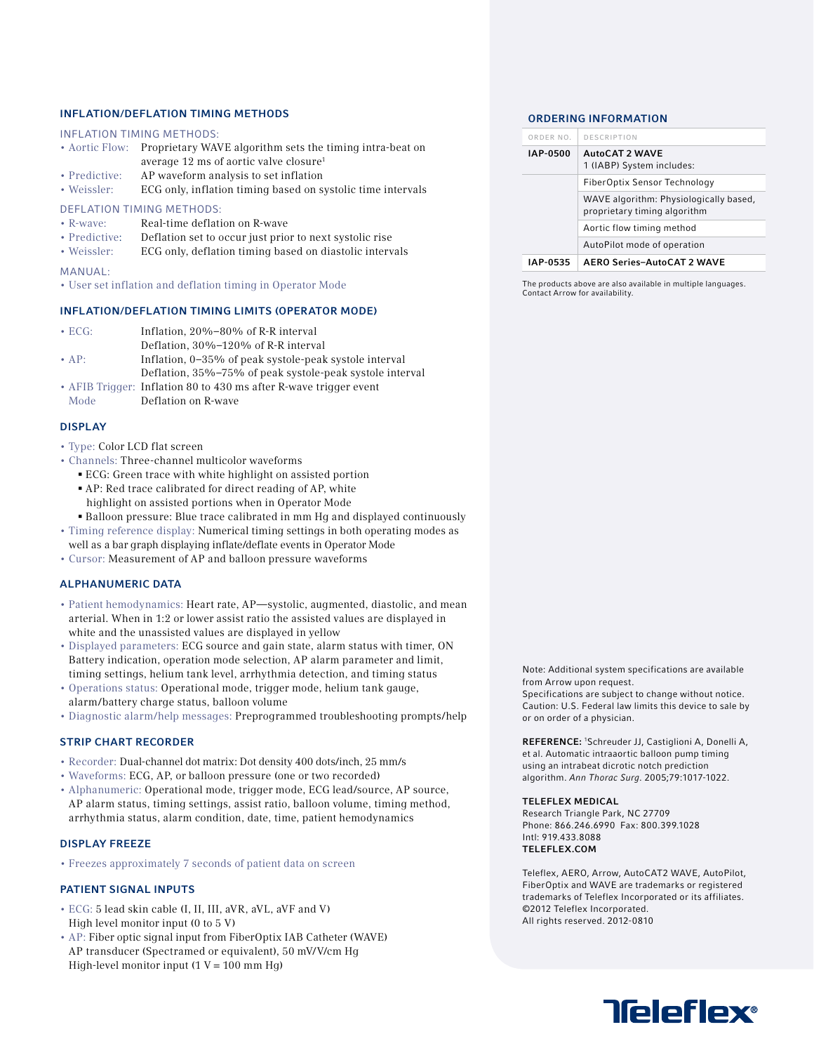## INFLATION/DEFLATION TIMING METHODS

### INFLATION TIMING METHODS:

- Aortic Flow: Proprietary WAVE algorithm sets the timing intra-beat on average 12 ms of aortic valve closure[1]
- Predictive: AP waveform analysis to set inflation
- Weissler: ECG only, inflation timing based on systolic time intervals

### DEFLATION TIMING METHODS:

- R-wave: Real-time deflation on R-wave
- Predictive: Deflation set to occur just prior to next systolic rise
- Weissler: ECG only, deflation timing based on diastolic intervals

### MANUAL:

- User set inflation and deflation timing in Operator Mode

## INFLATION/DEFLATION TIMING LIMITS (OPERATOR MODE)

- ECG: Inflation, 20%–80% of R-R interval
  Deflation, 30%–120% of R-R interval
- AP: Inflation, 0–35% of peak systole-peak systole interval
  Deflation, 35%–75% of peak systole-peak systole interval
- AFIB Trigger Mode: Inflation 80 to 430 ms after R-wave trigger event
  Deflation on R-wave

## DISPLAY

- Type: Color LCD flat screen
- Channels: Three-channel multicolor waveforms
  - ECG: Green trace with white highlight on assisted portion
  - AP: Red trace calibrated for direct reading of AP, white highlight on assisted portions when in Operator Mode
  - Balloon pressure: Blue trace calibrated in mm Hg and displayed continuously
- Timing reference display: Numerical timing settings in both operating modes as well as a bar graph displaying inflate/deflate events in Operator Mode
- Cursor: Measurement of AP and balloon pressure waveforms

## ALPHANUMERIC DATA

- Patient hemodynamics: Heart rate, AP—systolic, augmented, diastolic, and mean arterial. When in 1:2 or lower assist ratio the assisted values are displayed in white and the unassisted values are displayed in yellow
- Displayed parameters: ECG source and gain state, alarm status with timer, ON Battery indication, operation mode selection, AP alarm parameter and limit, timing settings, helium tank level, arrhythmia detection, and timing status
- Operations status: Operational mode, trigger mode, helium tank gauge, alarm/battery charge status, balloon volume
- Diagnostic alarm/help messages: Preprogrammed troubleshooting prompts/help

## STRIP CHART RECORDER

- Recorder: Dual-channel dot matrix: Dot density 400 dots/inch, 25 mm/s
- Waveforms: ECG, AP, or balloon pressure (one or two recorded)
- Alphanumeric: Operational mode, trigger mode, ECG lead/source, AP source, AP alarm status, timing settings, assist ratio, balloon volume, timing method, arrhythmia status, alarm condition, date, time, patient hemodynamics

## DISPLAY FREEZE

- Freezes approximately 7 seconds of patient data on screen

## PATIENT SIGNAL INPUTS

- ECG: 5 lead skin cable (I, II, III, aVR, aVL, aVF and V)
  High level monitor input (0 to 5 V)
- AP: Fiber optic signal input from FiberOptix IAB Catheter (WAVE)
  AP transducer (Spectramed or equivalent), 50 mV/V/cm Hg
  High-level monitor input (1 V = 100 mm Hg)

## ORDERING INFORMATION

| ORDER NO. | DESCRIPTION |
| --- | --- |
| **IAP-0500** | **AutoCAT 2 WAVE** 1 (IABP) System includes: |
| | FiberOptix Sensor Technology |
| | WAVE algorithm: Physiologically based, proprietary timing algorithm |
| | Aortic flow timing method |
| | AutoPilot mode of operation |
| **IAP-0535** | **AERO Series–AutoCAT 2 WAVE** |

The products above are also available in multiple languages. Contact Arrow for availability.

Note: Additional system specifications are available from Arrow upon request.
Specifications are subject to change without notice.
Caution: U.S. Federal law limits this device to sale by or on order of a physician.

**REFERENCE:** [1]Schreuder JJ, Castiglioni A, Donelli A, et al. Automatic intraaortic balloon pump timing using an intrabeat dicrotic notch prediction algorithm. *Ann Thorac Surg*. 2005;79:1017-1022.

**TELEFLEX MEDICAL**
Research Triangle Park, NC 27709
Phone: 866.246.6990 Fax: 800.399.1028
Intl: 919.433.8088
**TELEFLEX.COM**

Teleflex, AERO, Arrow, AutoCAT2 WAVE, AutoPilot, FiberOptix and WAVE are trademarks or registered trademarks of Teleflex Incorporated or its affiliates.
©2012 Teleflex Incorporated.
All rights reserved. 2012-0810

Teleflex®